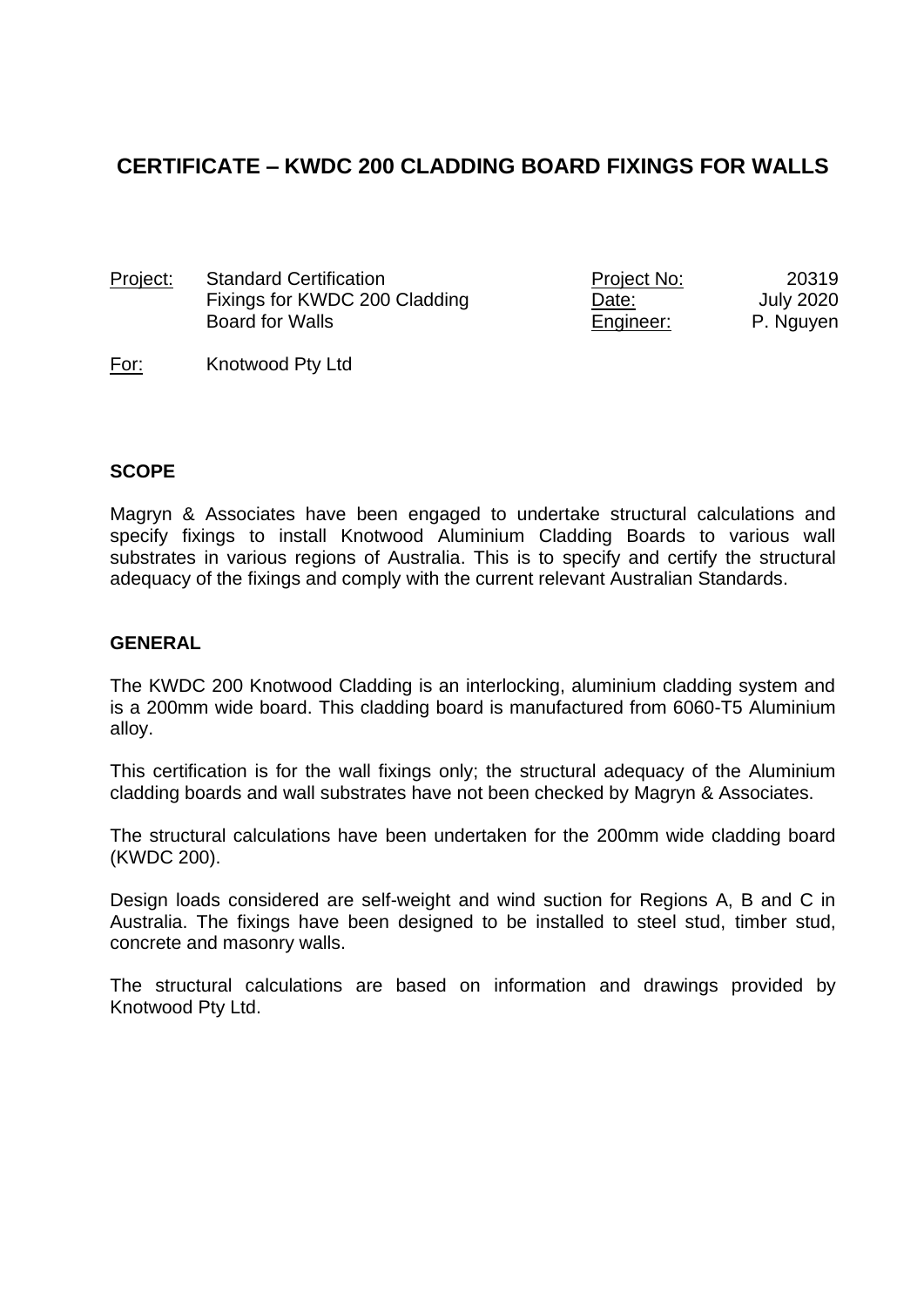# CERTIFICATE – KWDC 200 CLADDING BOARD FIXINGS FOR WALLS

| Project: | Standard Certification Fixings for KWDC 200 Cladding Board for Walls | Project No: | 20319 |
|---|---|---|---|
| | | Date: | July 2020 |
| | | Engineer: | P. Nguyen |

For: Knotwood Pty Ltd

## SCOPE

Magryn & Associates have been engaged to undertake structural calculations and specify fixings to install Knotwood Aluminium Cladding Boards to various wall substrates in various regions of Australia. This is to specify and certify the structural adequacy of the fixings and comply with the current relevant Australian Standards.

## GENERAL

The KWDC 200 Knotwood Cladding is an interlocking, aluminium cladding system and is a 200mm wide board. This cladding board is manufactured from 6060-T5 Aluminium alloy.

This certification is for the wall fixings only; the structural adequacy of the Aluminium cladding boards and wall substrates have not been checked by Magryn & Associates.

The structural calculations have been undertaken for the 200mm wide cladding board (KWDC 200).

Design loads considered are self-weight and wind suction for Regions A, B and C in Australia. The fixings have been designed to be installed to steel stud, timber stud, concrete and masonry walls.

The structural calculations are based on information and drawings provided by Knotwood Pty Ltd.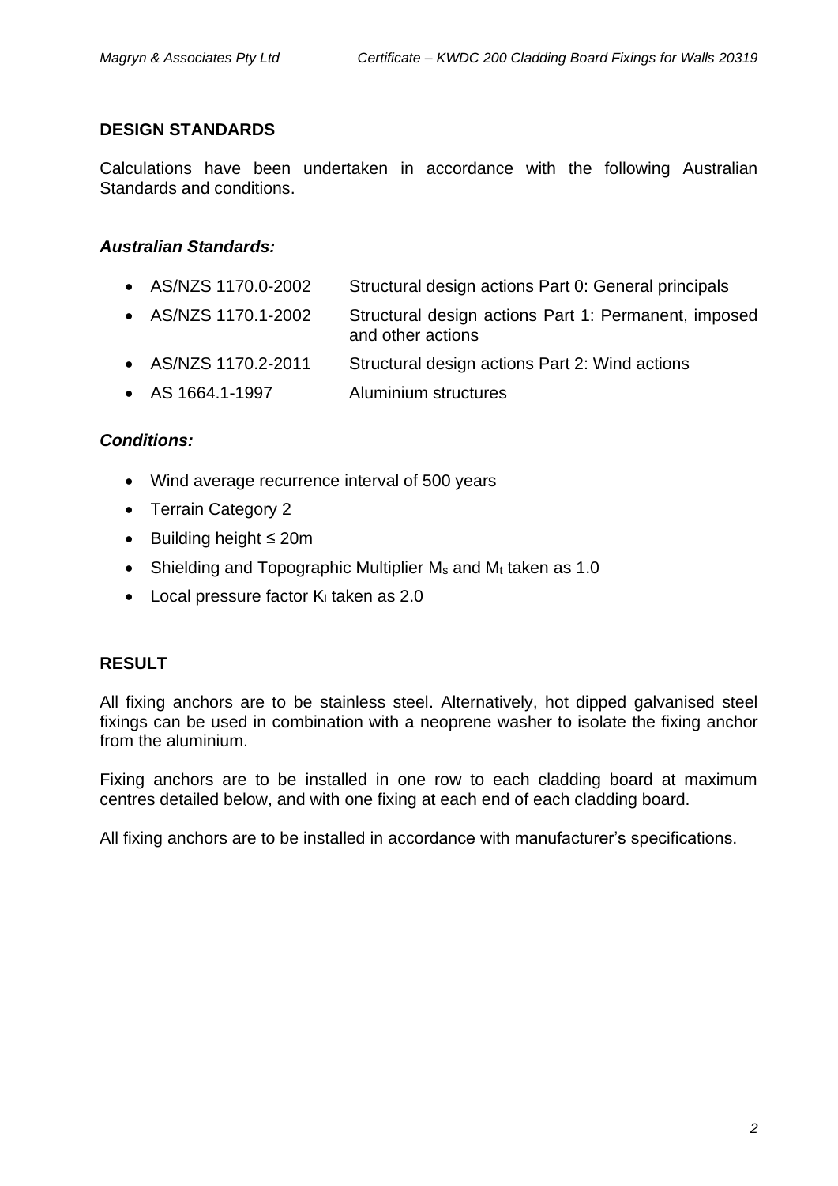## DESIGN STANDARDS

Calculations have been undertaken in accordance with the following Australian Standards and conditions.

### *Australian Standards:*

- AS/NZS 1170.0-2002 Structural design actions Part 0: General principals
- AS/NZS 1170.1-2002 Structural design actions Part 1: Permanent, imposed and other actions
- AS/NZS 1170.2-2011 Structural design actions Part 2: Wind actions
- AS 1664.1-1997 Aluminium structures

### *Conditions:*

- Wind average recurrence interval of 500 years
- Terrain Category 2
- Building height ≤ 20m
- Shielding and Topographic Multiplier $M_s$ and $M_t$ taken as 1.0
- Local pressure factor $K_l$ taken as 2.0

## RESULT

All fixing anchors are to be stainless steel. Alternatively, hot dipped galvanised steel fixings can be used in combination with a neoprene washer to isolate the fixing anchor from the aluminium.

Fixing anchors are to be installed in one row to each cladding board at maximum centres detailed below, and with one fixing at each end of each cladding board.

All fixing anchors are to be installed in accordance with manufacturer's specifications.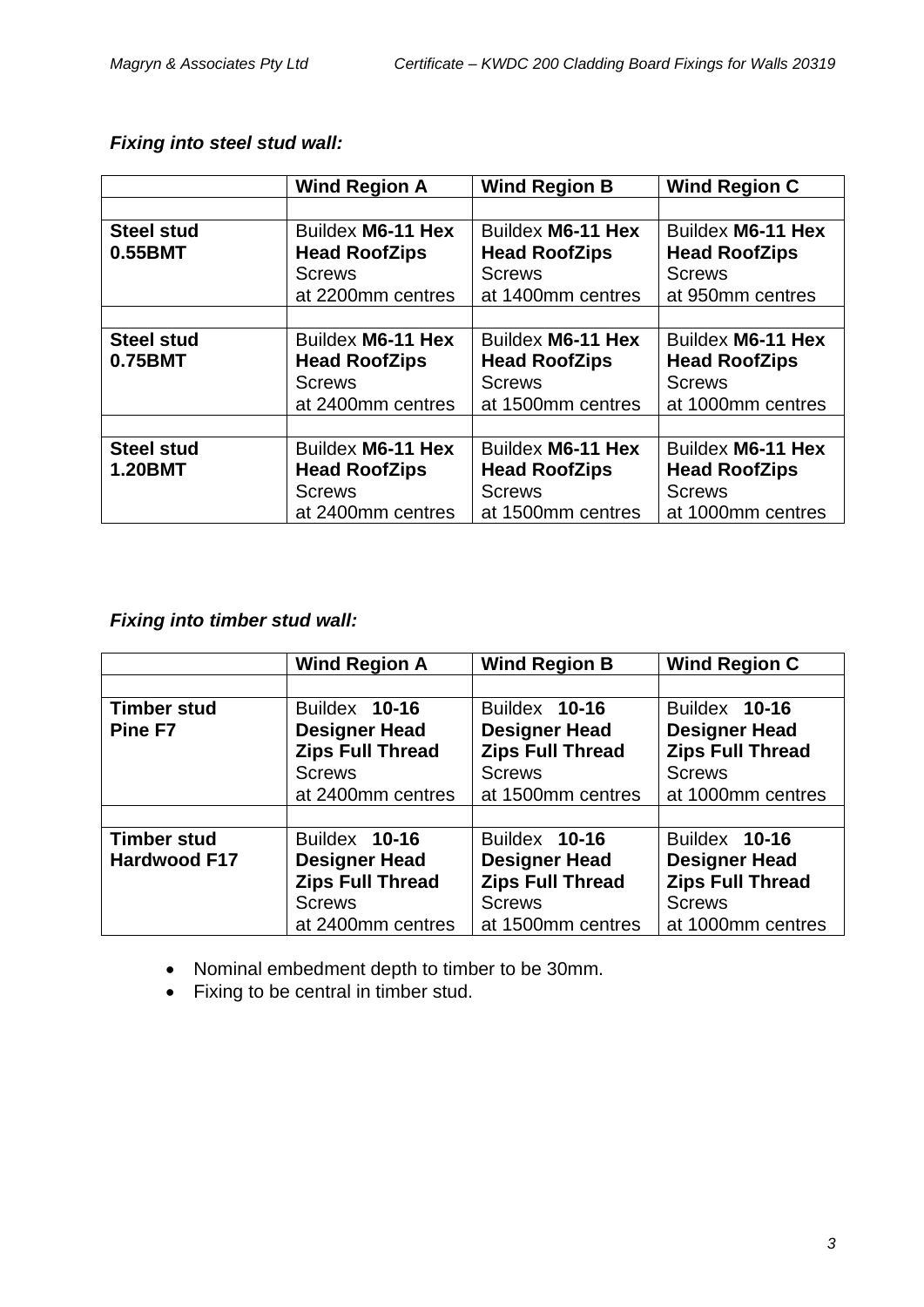***Fixing into steel stud wall:***

| | Wind Region A | Wind Region B | Wind Region C |
|---|---|---|---|
| | | | |
| **Steel stud 0.55BMT** | Buildex **M6-11 Hex Head RoofZips** Screws at 2200mm centres | Buildex **M6-11 Hex Head RoofZips** Screws at 1400mm centres | Buildex **M6-11 Hex Head RoofZips** Screws at 950mm centres |
| | | | |
| **Steel stud 0.75BMT** | Buildex **M6-11 Hex Head RoofZips** Screws at 2400mm centres | Buildex **M6-11 Hex Head RoofZips** Screws at 1500mm centres | Buildex **M6-11 Hex Head RoofZips** Screws at 1000mm centres |
| | | | |
| **Steel stud 1.20BMT** | Buildex **M6-11 Hex Head RoofZips** Screws at 2400mm centres | Buildex **M6-11 Hex Head RoofZips** Screws at 1500mm centres | Buildex **M6-11 Hex Head RoofZips** Screws at 1000mm centres |

***Fixing into timber stud wall:***

| | Wind Region A | Wind Region B | Wind Region C |
|---|---|---|---|
| | | | |
| **Timber stud Pine F7** | Buildex **10-16 Designer Head Zips Full Thread** Screws at 2400mm centres | Buildex **10-16 Designer Head Zips Full Thread** Screws at 1500mm centres | Buildex **10-16 Designer Head Zips Full Thread** Screws at 1000mm centres |
| | | | |
| **Timber stud Hardwood F17** | Buildex **10-16 Designer Head Zips Full Thread** Screws at 2400mm centres | Buildex **10-16 Designer Head Zips Full Thread** Screws at 1500mm centres | Buildex **10-16 Designer Head Zips Full Thread** Screws at 1000mm centres |

- Nominal embedment depth to timber to be 30mm.
- Fixing to be central in timber stud.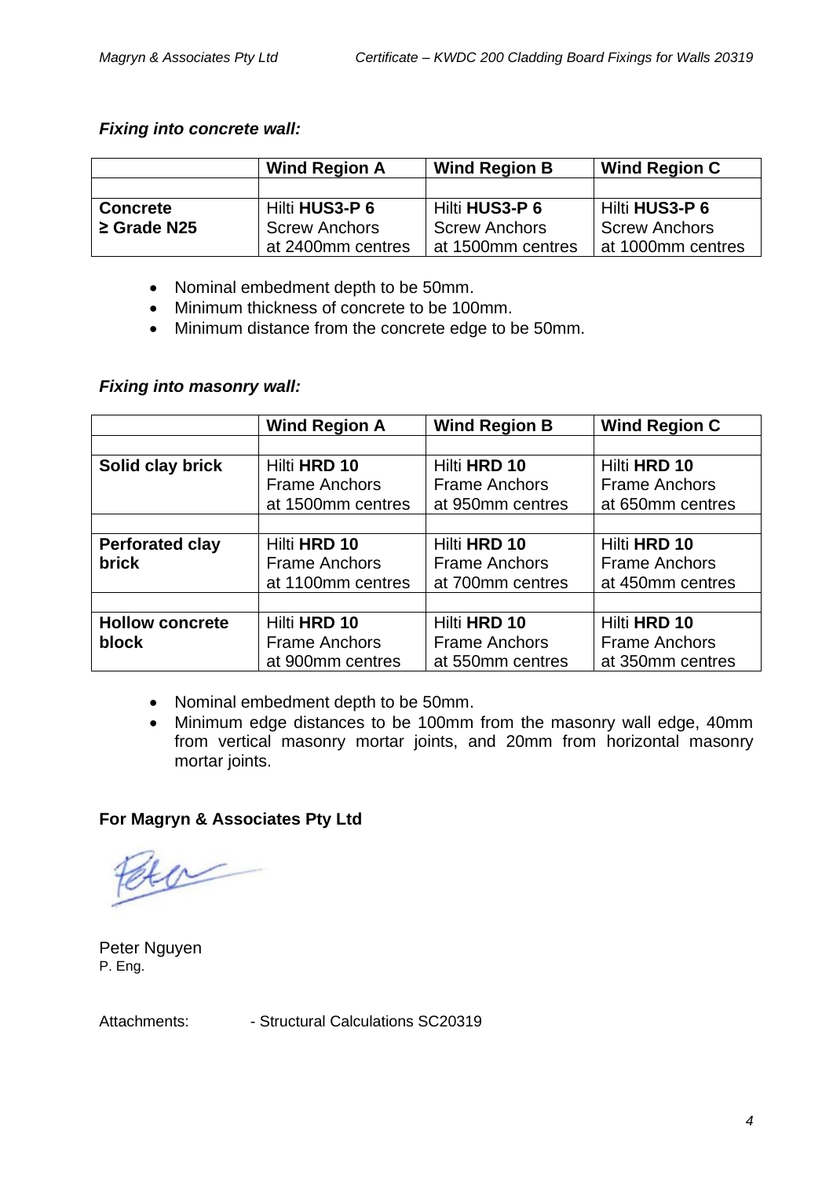*Fixing into concrete wall:*

| | Wind Region A | Wind Region B | Wind Region C |
|---|---|---|---|
| | | | |
| **Concrete ≥ Grade N25** | Hilti **HUS3-P 6** Screw Anchors at 2400mm centres | Hilti **HUS3-P 6** Screw Anchors at 1500mm centres | Hilti **HUS3-P 6** Screw Anchors at 1000mm centres |

- Nominal embedment depth to be 50mm.
- Minimum thickness of concrete to be 100mm.
- Minimum distance from the concrete edge to be 50mm.

*Fixing into masonry wall:*

| | Wind Region A | Wind Region B | Wind Region C |
|---|---|---|---|
| | | | |
| **Solid clay brick** | Hilti **HRD 10** Frame Anchors at 1500mm centres | Hilti **HRD 10** Frame Anchors at 950mm centres | Hilti **HRD 10** Frame Anchors at 650mm centres |
| | | | |
| **Perforated clay brick** | Hilti **HRD 10** Frame Anchors at 1100mm centres | Hilti **HRD 10** Frame Anchors at 700mm centres | Hilti **HRD 10** Frame Anchors at 450mm centres |
| | | | |
| **Hollow concrete block** | Hilti **HRD 10** Frame Anchors at 900mm centres | Hilti **HRD 10** Frame Anchors at 550mm centres | Hilti **HRD 10** Frame Anchors at 350mm centres |

- Nominal embedment depth to be 50mm.
- Minimum edge distances to be 100mm from the masonry wall edge, 40mm from vertical masonry mortar joints, and 20mm from horizontal masonry mortar joints.

**For Magryn & Associates Pty Ltd**

Peter Nguyen
P. Eng.

Attachments: - Structural Calculations SC20319